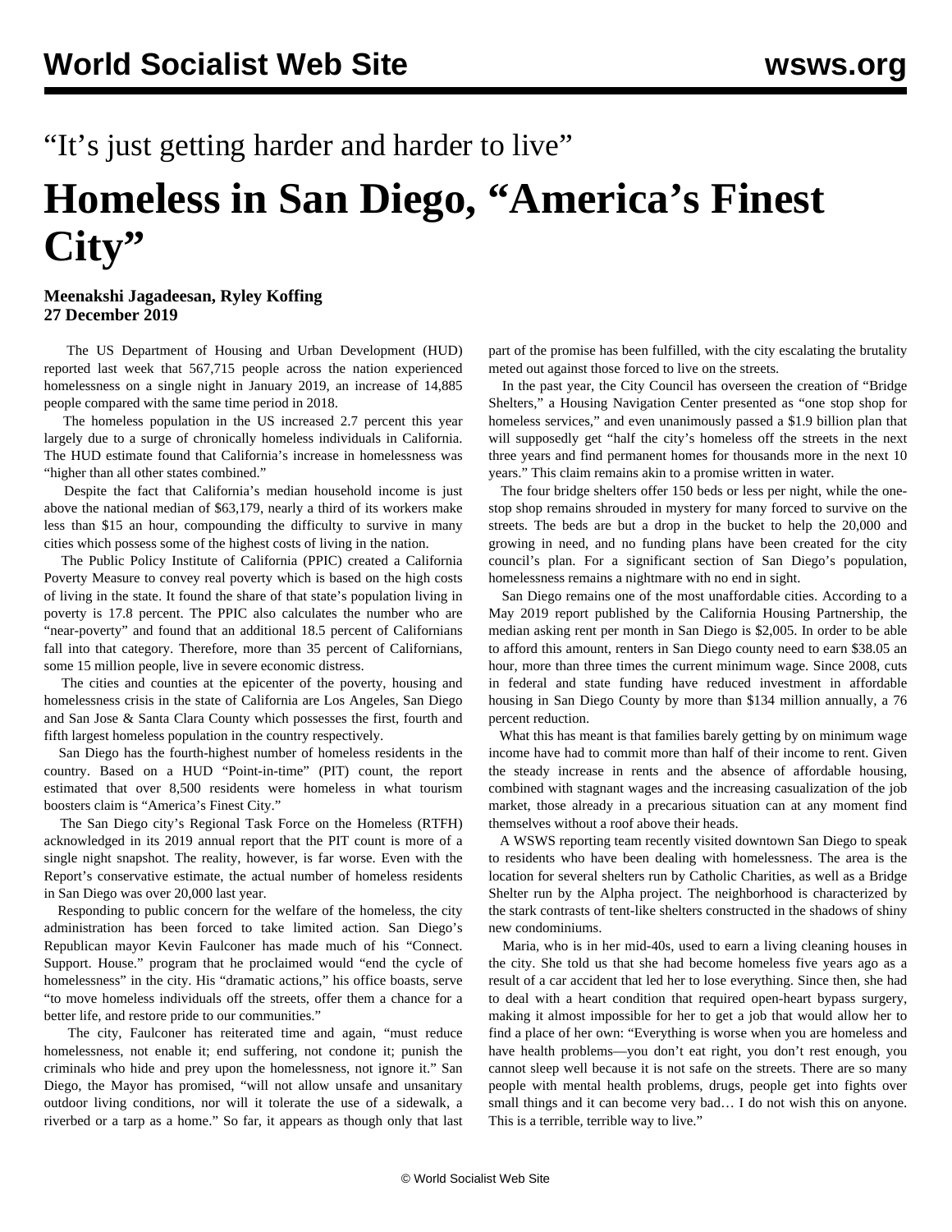“It’s just getting harder and harder to live”

# Homeless in San Diego, “America’s Finest City”

**Meenakshi Jagadeesan, Ryley Koffing**
**27 December 2019**

The US Department of Housing and Urban Development (HUD) reported last week that 567,715 people across the nation experienced homelessness on a single night in January 2019, an increase of 14,885 people compared with the same time period in 2018.

The homeless population in the US increased 2.7 percent this year largely due to a surge of chronically homeless individuals in California. The HUD estimate found that California’s increase in homelessness was “higher than all other states combined.”

Despite the fact that California’s median household income is just above the national median of $63,179, nearly a third of its workers make less than $15 an hour, compounding the difficulty to survive in many cities which possess some of the highest costs of living in the nation.

The Public Policy Institute of California (PPIC) created a California Poverty Measure to convey real poverty which is based on the high costs of living in the state. It found the share of that state’s population living in poverty is 17.8 percent. The PPIC also calculates the number who are “near-poverty” and found that an additional 18.5 percent of Californians fall into that category. Therefore, more than 35 percent of Californians, some 15 million people, live in severe economic distress.

The cities and counties at the epicenter of the poverty, housing and homelessness crisis in the state of California are Los Angeles, San Diego and San Jose & Santa Clara County which possesses the first, fourth and fifth largest homeless population in the country respectively.

San Diego has the fourth-highest number of homeless residents in the country. Based on a HUD “Point-in-time” (PIT) count, the report estimated that over 8,500 residents were homeless in what tourism boosters claim is “America’s Finest City.”

The San Diego city’s Regional Task Force on the Homeless (RTFH) acknowledged in its 2019 annual report that the PIT count is more of a single night snapshot. The reality, however, is far worse. Even with the Report’s conservative estimate, the actual number of homeless residents in San Diego was over 20,000 last year.

Responding to public concern for the welfare of the homeless, the city administration has been forced to take limited action. San Diego’s Republican mayor Kevin Faulconer has made much of his “Connect. Support. House.” program that he proclaimed would “end the cycle of homelessness” in the city. His “dramatic actions,” his office boasts, serve “to move homeless individuals off the streets, offer them a chance for a better life, and restore pride to our communities.”

The city, Faulconer has reiterated time and again, “must reduce homelessness, not enable it; end suffering, not condone it; punish the criminals who hide and prey upon the homelessness, not ignore it.” San Diego, the Mayor has promised, “will not allow unsafe and unsanitary outdoor living conditions, nor will it tolerate the use of a sidewalk, a riverbed or a tarp as a home.” So far, it appears as though only that last part of the promise has been fulfilled, with the city escalating the brutality meted out against those forced to live on the streets.

In the past year, the City Council has overseen the creation of “Bridge Shelters,” a Housing Navigation Center presented as “one stop shop for homeless services,” and even unanimously passed a $1.9 billion plan that will supposedly get “half the city’s homeless off the streets in the next three years and find permanent homes for thousands more in the next 10 years.” This claim remains akin to a promise written in water.

The four bridge shelters offer 150 beds or less per night, while the one-stop shop remains shrouded in mystery for many forced to survive on the streets. The beds are but a drop in the bucket to help the 20,000 and growing in need, and no funding plans have been created for the city council’s plan. For a significant section of San Diego’s population, homelessness remains a nightmare with no end in sight.

San Diego remains one of the most unaffordable cities. According to a May 2019 report published by the California Housing Partnership, the median asking rent per month in San Diego is $2,005. In order to be able to afford this amount, renters in San Diego county need to earn $38.05 an hour, more than three times the current minimum wage. Since 2008, cuts in federal and state funding have reduced investment in affordable housing in San Diego County by more than $134 million annually, a 76 percent reduction.

What this has meant is that families barely getting by on minimum wage income have had to commit more than half of their income to rent. Given the steady increase in rents and the absence of affordable housing, combined with stagnant wages and the increasing casualization of the job market, those already in a precarious situation can at any moment find themselves without a roof above their heads.

A WSWS reporting team recently visited downtown San Diego to speak to residents who have been dealing with homelessness. The area is the location for several shelters run by Catholic Charities, as well as a Bridge Shelter run by the Alpha project. The neighborhood is characterized by the stark contrasts of tent-like shelters constructed in the shadows of shiny new condominiums.

Maria, who is in her mid-40s, used to earn a living cleaning houses in the city. She told us that she had become homeless five years ago as a result of a car accident that led her to lose everything. Since then, she had to deal with a heart condition that required open-heart bypass surgery, making it almost impossible for her to get a job that would allow her to find a place of her own: “Everything is worse when you are homeless and have health problems—you don’t eat right, you don’t rest enough, you cannot sleep well because it is not safe on the streets. There are so many people with mental health problems, drugs, people get into fights over small things and it can become very bad… I do not wish this on anyone. This is a terrible, terrible way to live.”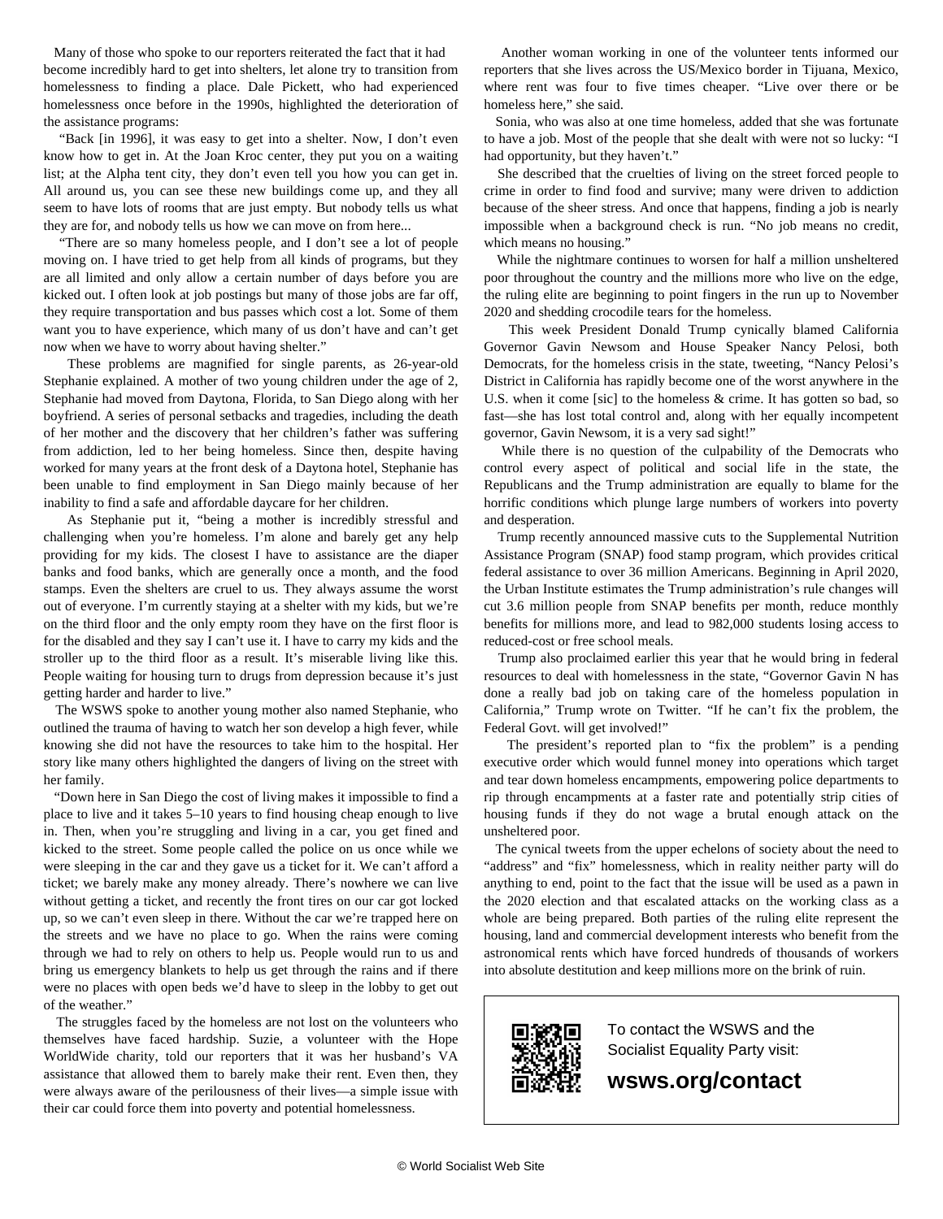Many of those who spoke to our reporters reiterated the fact that it had become incredibly hard to get into shelters, let alone try to transition from homelessness to finding a place. Dale Pickett, who had experienced homelessness once before in the 1990s, highlighted the deterioration of the assistance programs:

"Back [in 1996], it was easy to get into a shelter. Now, I don't even know how to get in. At the Joan Kroc center, they put you on a waiting list; at the Alpha tent city, they don't even tell you how you can get in. All around us, you can see these new buildings come up, and they all seem to have lots of rooms that are just empty. But nobody tells us what they are for, and nobody tells us how we can move on from here...

"There are so many homeless people, and I don't see a lot of people moving on. I have tried to get help from all kinds of programs, but they are all limited and only allow a certain number of days before you are kicked out. I often look at job postings but many of those jobs are far off, they require transportation and bus passes which cost a lot. Some of them want you to have experience, which many of us don't have and can't get now when we have to worry about having shelter."

These problems are magnified for single parents, as 26-year-old Stephanie explained. A mother of two young children under the age of 2, Stephanie had moved from Daytona, Florida, to San Diego along with her boyfriend. A series of personal setbacks and tragedies, including the death of her mother and the discovery that her children's father was suffering from addiction, led to her being homeless. Since then, despite having worked for many years at the front desk of a Daytona hotel, Stephanie has been unable to find employment in San Diego mainly because of her inability to find a safe and affordable daycare for her children.

As Stephanie put it, "being a mother is incredibly stressful and challenging when you're homeless. I'm alone and barely get any help providing for my kids. The closest I have to assistance are the diaper banks and food banks, which are generally once a month, and the food stamps. Even the shelters are cruel to us. They always assume the worst out of everyone. I'm currently staying at a shelter with my kids, but we're on the third floor and the only empty room they have on the first floor is for the disabled and they say I can't use it. I have to carry my kids and the stroller up to the third floor as a result. It's miserable living like this. People waiting for housing turn to drugs from depression because it's just getting harder and harder to live."

The WSWS spoke to another young mother also named Stephanie, who outlined the trauma of having to watch her son develop a high fever, while knowing she did not have the resources to take him to the hospital. Her story like many others highlighted the dangers of living on the street with her family.

"Down here in San Diego the cost of living makes it impossible to find a place to live and it takes 5–10 years to find housing cheap enough to live in. Then, when you're struggling and living in a car, you get fined and kicked to the street. Some people called the police on us once while we were sleeping in the car and they gave us a ticket for it. We can't afford a ticket; we barely make any money already. There's nowhere we can live without getting a ticket, and recently the front tires on our car got locked up, so we can't even sleep in there. Without the car we're trapped here on the streets and we have no place to go. When the rains were coming through we had to rely on others to help us. People would run to us and bring us emergency blankets to help us get through the rains and if there were no places with open beds we'd have to sleep in the lobby to get out of the weather."

The struggles faced by the homeless are not lost on the volunteers who themselves have faced hardship. Suzie, a volunteer with the Hope WorldWide charity, told our reporters that it was her husband's VA assistance that allowed them to barely make their rent. Even then, they were always aware of the perilousness of their lives—a simple issue with their car could force them into poverty and potential homelessness.

Another woman working in one of the volunteer tents informed our reporters that she lives across the US/Mexico border in Tijuana, Mexico, where rent was four to five times cheaper. "Live over there or be homeless here," she said.

Sonia, who was also at one time homeless, added that she was fortunate to have a job. Most of the people that she dealt with were not so lucky: "I had opportunity, but they haven't."

She described that the cruelties of living on the street forced people to crime in order to find food and survive; many were driven to addiction because of the sheer stress. And once that happens, finding a job is nearly impossible when a background check is run. "No job means no credit, which means no housing."

While the nightmare continues to worsen for half a million unsheltered poor throughout the country and the millions more who live on the edge, the ruling elite are beginning to point fingers in the run up to November 2020 and shedding crocodile tears for the homeless.

This week President Donald Trump cynically blamed California Governor Gavin Newsom and House Speaker Nancy Pelosi, both Democrats, for the homeless crisis in the state, tweeting, "Nancy Pelosi's District in California has rapidly become one of the worst anywhere in the U.S. when it come [sic] to the homeless & crime. It has gotten so bad, so fast—she has lost total control and, along with her equally incompetent governor, Gavin Newsom, it is a very sad sight!"

While there is no question of the culpability of the Democrats who control every aspect of political and social life in the state, the Republicans and the Trump administration are equally to blame for the horrific conditions which plunge large numbers of workers into poverty and desperation.

Trump recently announced massive cuts to the Supplemental Nutrition Assistance Program (SNAP) food stamp program, which provides critical federal assistance to over 36 million Americans. Beginning in April 2020, the Urban Institute estimates the Trump administration's rule changes will cut 3.6 million people from SNAP benefits per month, reduce monthly benefits for millions more, and lead to 982,000 students losing access to reduced-cost or free school meals.

Trump also proclaimed earlier this year that he would bring in federal resources to deal with homelessness in the state, "Governor Gavin N has done a really bad job on taking care of the homeless population in California," Trump wrote on Twitter. "If he can't fix the problem, the Federal Govt. will get involved!"

The president's reported plan to "fix the problem" is a pending executive order which would funnel money into operations which target and tear down homeless encampments, empowering police departments to rip through encampments at a faster rate and potentially strip cities of housing funds if they do not wage a brutal enough attack on the unsheltered poor.

The cynical tweets from the upper echelons of society about the need to "address" and "fix" homelessness, which in reality neither party will do anything to end, point to the fact that the issue will be used as a pawn in the 2020 election and that escalated attacks on the working class as a whole are being prepared. Both parties of the ruling elite represent the housing, land and commercial development interests who benefit from the astronomical rents which have forced hundreds of thousands of workers into absolute destitution and keep millions more on the brink of ruin.

To contact the WSWS and the Socialist Equality Party visit:

**wsws.org/contact**